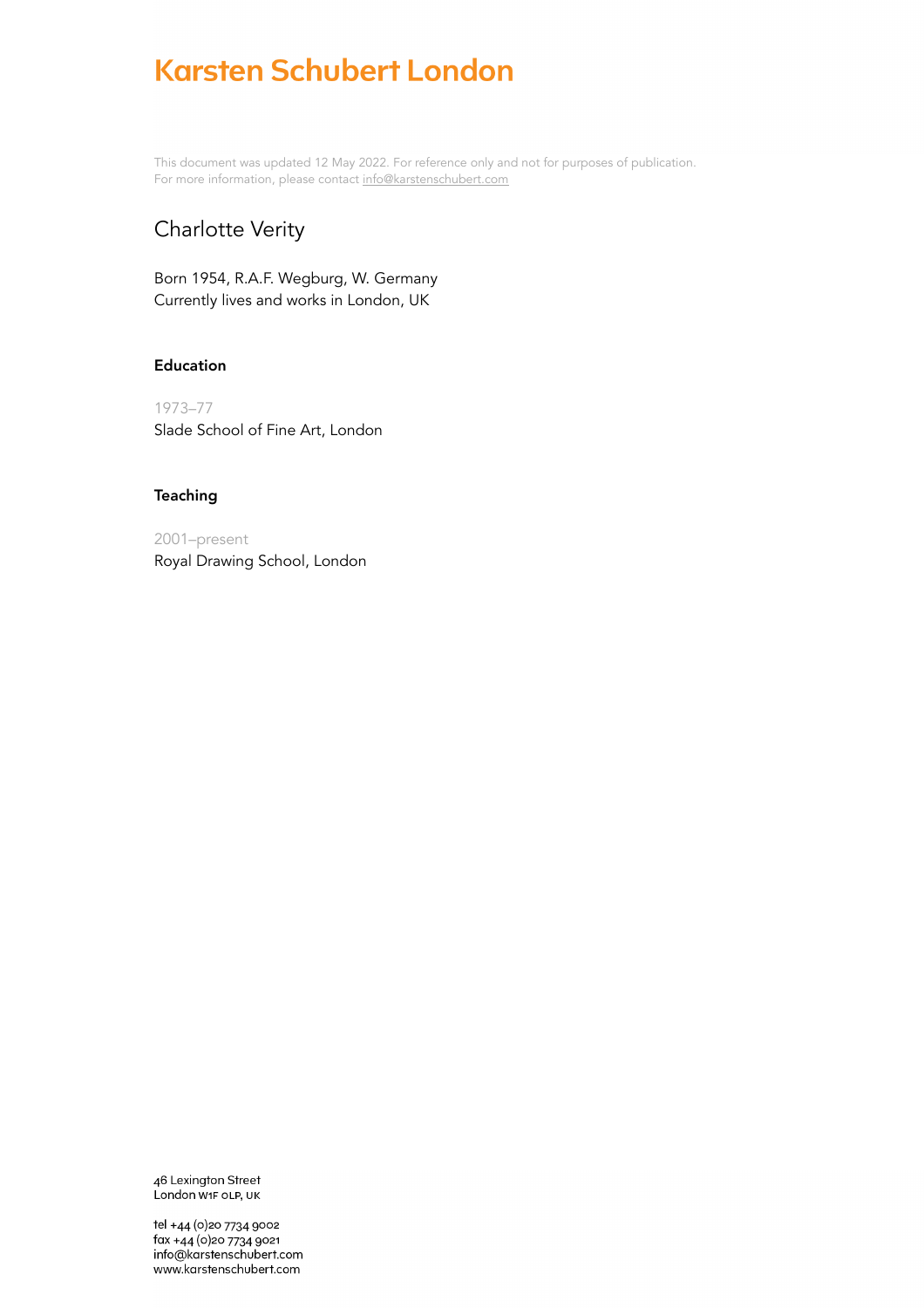# Karsten Schubert London

This document was updated 12 May 2022. For reference only and not for purposes of publication.
For more information, please contact info@karstenschubert.com

## Charlotte Verity

Born 1954, R.A.F. Wegburg, W. Germany
Currently lives and works in London, UK

### Education

1973–77
Slade School of Fine Art, London

### Teaching

2001–present
Royal Drawing School, London

46 Lexington Street
London W1F 0LP, UK

tel +44 (0)20 7734 9002
fax +44 (0)20 7734 9021
info@karstenschubert.com
www.karstenschubert.com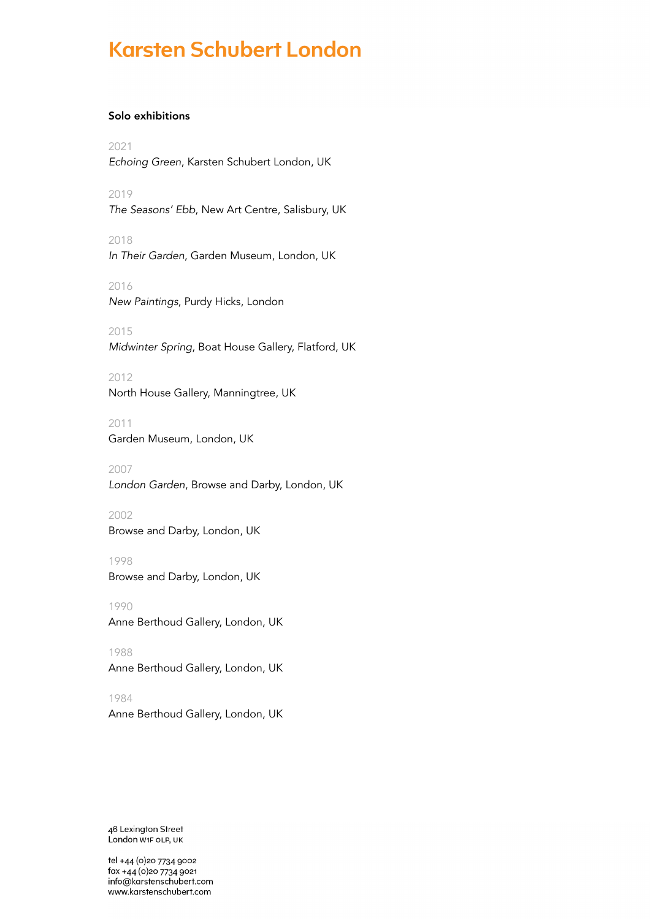# Karsten Schubert London

**Solo exhibitions**

2021
*Echoing Green*, Karsten Schubert London, UK

2019
*The Seasons' Ebb*, New Art Centre, Salisbury, UK

2018
*In Their Garden*, Garden Museum, London, UK

2016
*New Paintings*, Purdy Hicks, London

2015
*Midwinter Spring*, Boat House Gallery, Flatford, UK

2012
North House Gallery, Manningtree, UK

2011
Garden Museum, London, UK

2007
*London Garden*, Browse and Darby, London, UK

2002
Browse and Darby, London, UK

1998
Browse and Darby, London, UK

1990
Anne Berthoud Gallery, London, UK

1988
Anne Berthoud Gallery, London, UK

1984
Anne Berthoud Gallery, London, UK

46 Lexington Street
London W1F 0LP, UK

tel +44 (0)20 7734 9002
fax +44 (0)20 7734 9021
info@karstenschubert.com
www.karstenschubert.com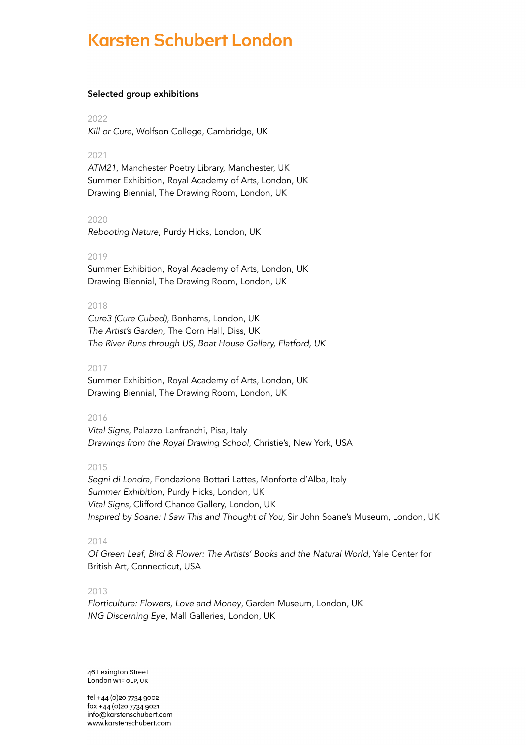# Karsten Schubert London

**Selected group exhibitions**

2022

*Kill or Cure*, Wolfson College, Cambridge, UK

2021

*ATM21*, Manchester Poetry Library, Manchester, UK
Summer Exhibition, Royal Academy of Arts, London, UK
Drawing Biennial, The Drawing Room, London, UK

2020

*Rebooting Nature*, Purdy Hicks, London, UK

2019

Summer Exhibition, Royal Academy of Arts, London, UK
Drawing Biennial, The Drawing Room, London, UK

2018

*Cure3 (Cure Cubed)*, Bonhams, London, UK
*The Artist's Garden*, The Corn Hall, Diss, UK
*The River Runs through US, Boat House Gallery, Flatford, UK*

2017

Summer Exhibition, Royal Academy of Arts, London, UK
Drawing Biennial, The Drawing Room, London, UK

2016

*Vital Signs*, Palazzo Lanfranchi, Pisa, Italy
*Drawings from the Royal Drawing School*, Christie's, New York, USA

2015

*Segni di Londra*, Fondazione Bottari Lattes, Monforte d'Alba, Italy
*Summer Exhibition*, Purdy Hicks, London, UK
*Vital Signs*, Clifford Chance Gallery, London, UK
*Inspired by Soane: I Saw This and Thought of You*, Sir John Soane's Museum, London, UK

2014

*Of Green Leaf, Bird & Flower: The Artists' Books and the Natural World*, Yale Center for British Art, Connecticut, USA

2013

*Florticulture: Flowers, Love and Money*, Garden Museum, London, UK
*ING Discerning Eye*, Mall Galleries, London, UK

46 Lexington Street
London W1F 0LP, UK

tel +44 (0)20 7734 9002
fax +44 (0)20 7734 9021
info@karstenschubert.com
www.karstenschubert.com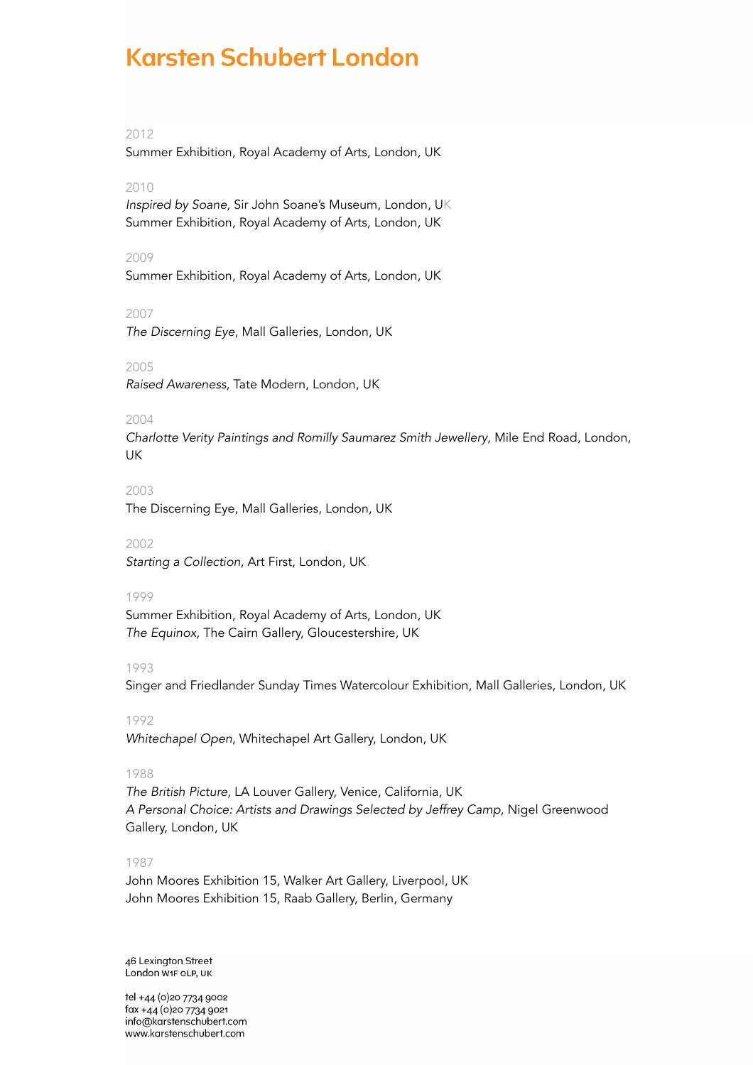# Karsten Schubert London

2012

Summer Exhibition, Royal Academy of Arts, London, UK

2010

*Inspired by Soane*, Sir John Soane's Museum, London, UK
Summer Exhibition, Royal Academy of Arts, London, UK

2009

Summer Exhibition, Royal Academy of Arts, London, UK

2007

*The Discerning Eye*, Mall Galleries, London, UK

2005

*Raised Awareness*, Tate Modern, London, UK

2004

*Charlotte Verity Paintings and Romilly Saumarez Smith Jewellery*, Mile End Road, London, UK

2003

The Discerning Eye, Mall Galleries, London, UK

2002

*Starting a Collection*, Art First, London, UK

1999

Summer Exhibition, Royal Academy of Arts, London, UK
*The Equinox,* The Cairn Gallery, Gloucestershire, UK

1993

Singer and Friedlander Sunday Times Watercolour Exhibition, Mall Galleries, London, UK

1992

*Whitechapel Open*, Whitechapel Art Gallery, London, UK

1988

*The British Picture,* LA Louver Gallery, Venice, California, UK
*A Personal Choice: Artists and Drawings Selected by Jeffrey Camp*, Nigel Greenwood Gallery, London, UK

1987

John Moores Exhibition 15, Walker Art Gallery, Liverpool, UK
John Moores Exhibition 15, Raab Gallery, Berlin, Germany

46 Lexington Street
London W1F 0LP, UK

tel +44 (0)20 7734 9002
fax +44 (0)20 7734 9021
info@karstenschubert.com
www.karstenschubert.com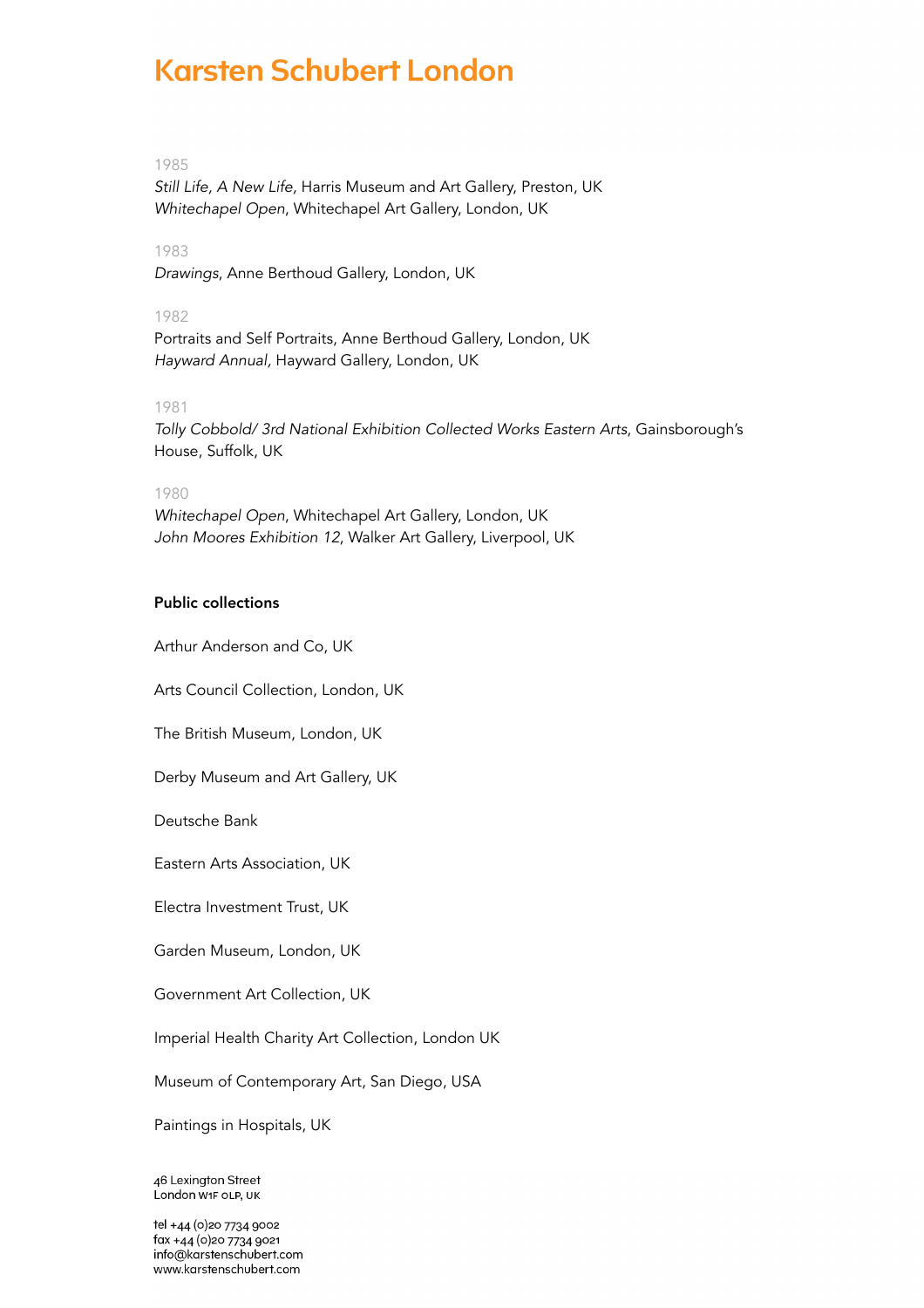# Karsten Schubert London

1985

*Still Life, A New Life,* Harris Museum and Art Gallery, Preston, UK
*Whitechapel Open*, Whitechapel Art Gallery, London, UK

1983

*Drawings*, Anne Berthoud Gallery, London, UK

1982

Portraits and Self Portraits, Anne Berthoud Gallery, London, UK
*Hayward Annual*, Hayward Gallery, London, UK

1981

*Tolly Cobbold/ 3rd National Exhibition Collected Works Eastern Arts*, Gainsborough's House, Suffolk, UK

1980

*Whitechapel Open*, Whitechapel Art Gallery, London, UK
*John Moores Exhibition 12*, Walker Art Gallery, Liverpool, UK

**Public collections**

Arthur Anderson and Co, UK

Arts Council Collection, London, UK

The British Museum, London, UK

Derby Museum and Art Gallery, UK

Deutsche Bank

Eastern Arts Association, UK

Electra Investment Trust, UK

Garden Museum, London, UK

Government Art Collection, UK

Imperial Health Charity Art Collection, London UK

Museum of Contemporary Art, San Diego, USA

Paintings in Hospitals, UK

46 Lexington Street
London W1F 0LP, UK

tel +44 (0)20 7734 9002
fax +44 (0)20 7734 9021
info@karstenschubert.com
www.karstenschubert.com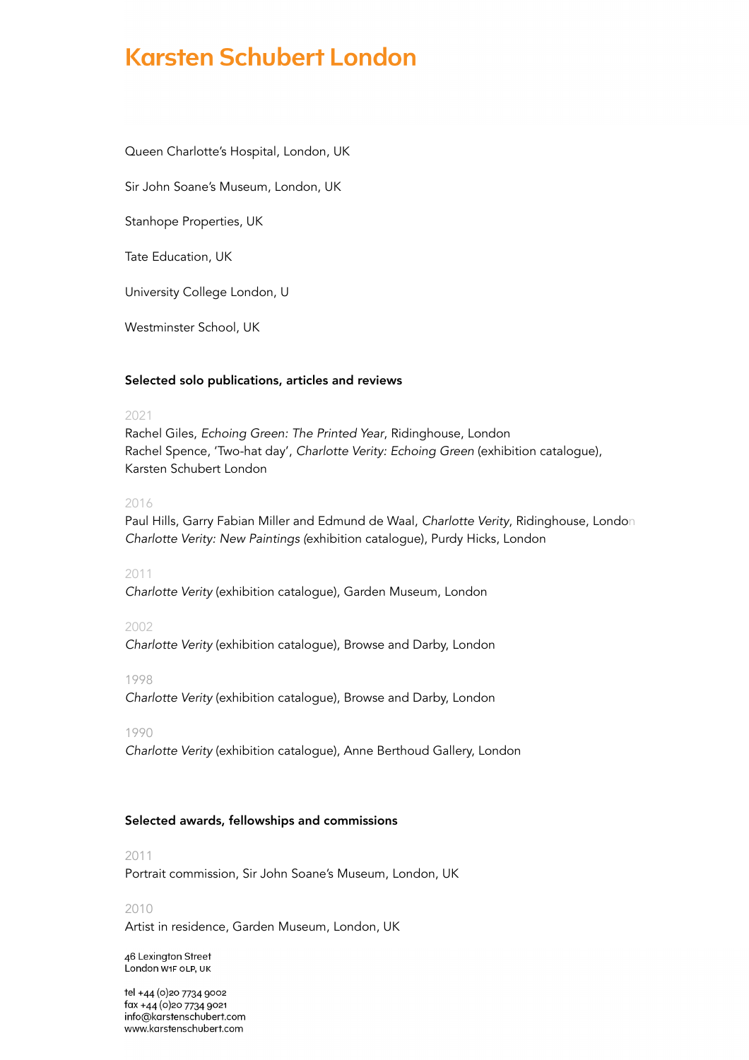Queen Charlotte's Hospital, London, UK

Sir John Soane's Museum, London, UK

Stanhope Properties, UK

Tate Education, UK

University College London, U

Westminster School, UK

**Selected solo publications, articles and reviews**

2021

Rachel Giles, *Echoing Green: The Printed Year*, Ridinghouse, London
Rachel Spence, 'Two-hat day', *Charlotte Verity: Echoing Green* (exhibition catalogue), Karsten Schubert London

2016

Paul Hills, Garry Fabian Miller and Edmund de Waal, *Charlotte Verity*, Ridinghouse, London
*Charlotte Verity: New Paintings* (exhibition catalogue), Purdy Hicks, London

2011

*Charlotte Verity* (exhibition catalogue), Garden Museum, London

2002

*Charlotte Verity* (exhibition catalogue), Browse and Darby, London

1998

*Charlotte Verity* (exhibition catalogue), Browse and Darby, London

1990

*Charlotte Verity* (exhibition catalogue), Anne Berthoud Gallery, London

**Selected awards, fellowships and commissions**

2011

Portrait commission, Sir John Soane's Museum, London, UK

2010

Artist in residence, Garden Museum, London, UK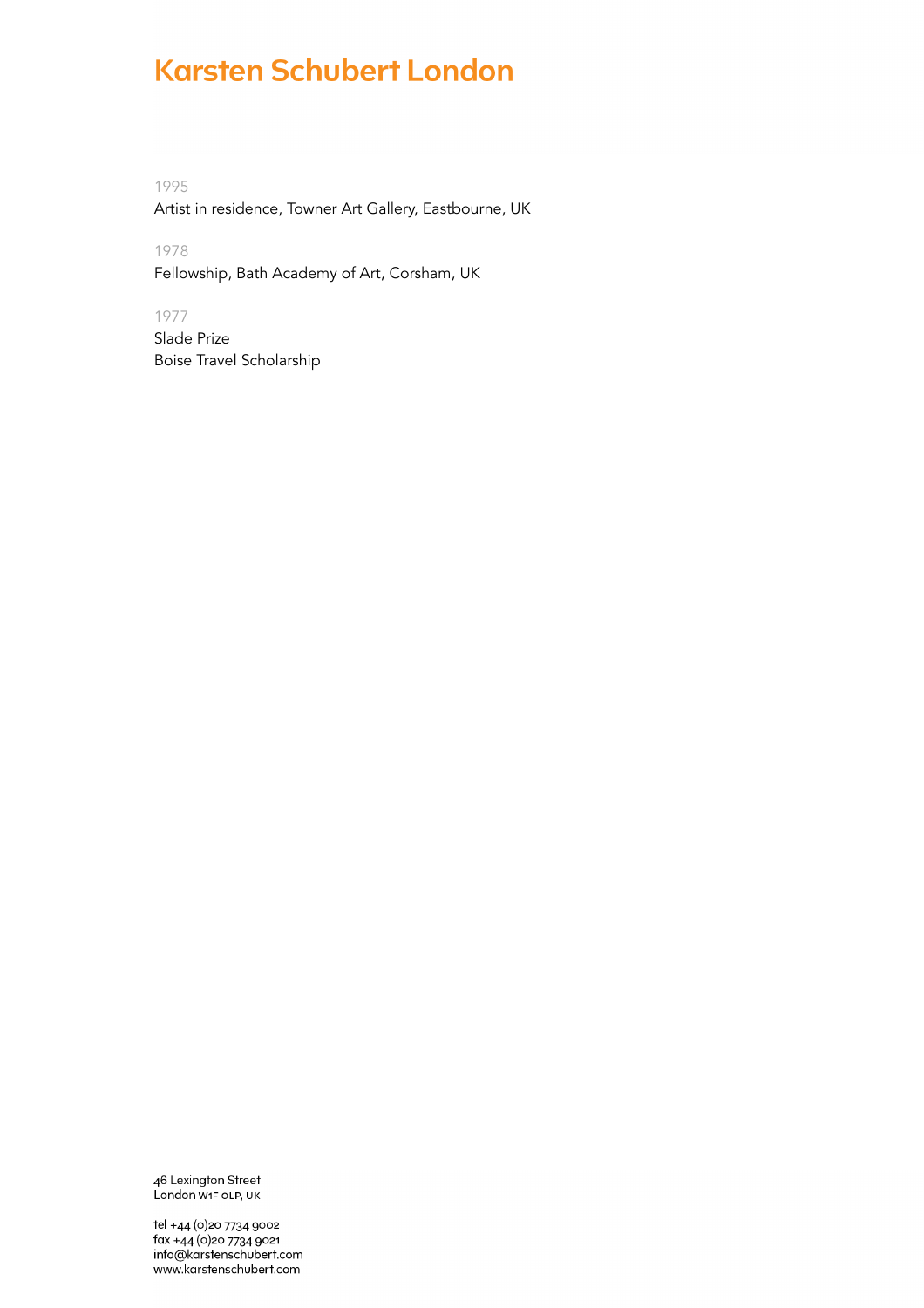1995

Artist in residence, Towner Art Gallery, Eastbourne, UK

1978

Fellowship, Bath Academy of Art, Corsham, UK

1977

Slade Prize

Boise Travel Scholarship